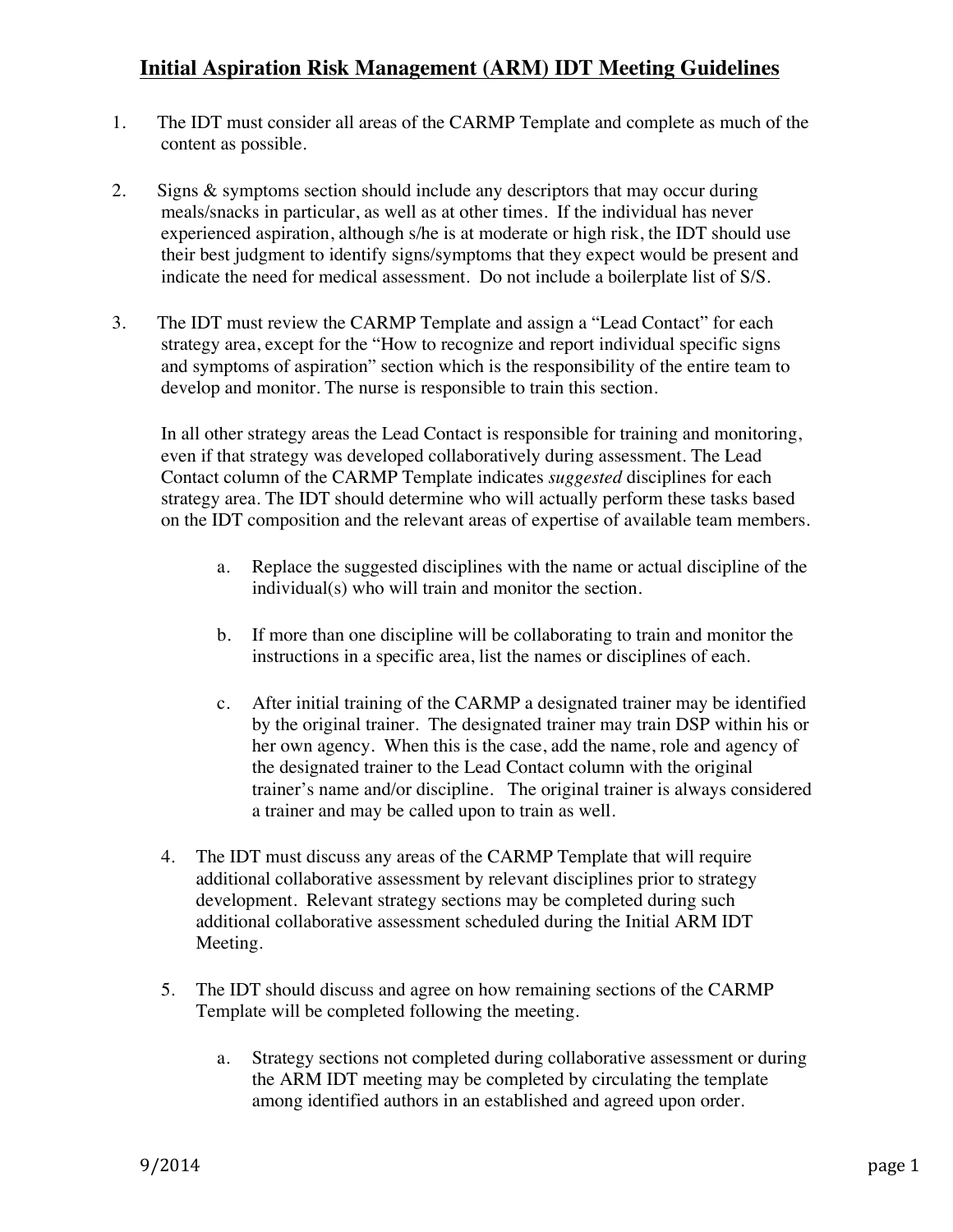# Initial Aspiration Risk Management (ARM) IDT Meeting Guidelines

1. The IDT must consider all areas of the CARMP Template and complete as much of the content as possible.

2. Signs & symptoms section should include any descriptors that may occur during meals/snacks in particular, as well as at other times. If the individual has never experienced aspiration, although s/he is at moderate or high risk, the IDT should use their best judgment to identify signs/symptoms that they expect would be present and indicate the need for medical assessment. Do not include a boilerplate list of S/S.

3. The IDT must review the CARMP Template and assign a "Lead Contact" for each strategy area, except for the "How to recognize and report individual specific signs and symptoms of aspiration" section which is the responsibility of the entire team to develop and monitor. The nurse is responsible to train this section.

   In all other strategy areas the Lead Contact is responsible for training and monitoring, even if that strategy was developed collaboratively during assessment. The Lead Contact column of the CARMP Template indicates *suggested* disciplines for each strategy area. The IDT should determine who will actually perform these tasks based on the IDT composition and the relevant areas of expertise of available team members.

   a. Replace the suggested disciplines with the name or actual discipline of the individual(s) who will train and monitor the section.

   b. If more than one discipline will be collaborating to train and monitor the instructions in a specific area, list the names or disciplines of each.

   c. After initial training of the CARMP a designated trainer may be identified by the original trainer. The designated trainer may train DSP within his or her own agency. When this is the case, add the name, role and agency of the designated trainer to the Lead Contact column with the original trainer's name and/or discipline. The original trainer is always considered a trainer and may be called upon to train as well.

4. The IDT must discuss any areas of the CARMP Template that will require additional collaborative assessment by relevant disciplines prior to strategy development. Relevant strategy sections may be completed during such additional collaborative assessment scheduled during the Initial ARM IDT Meeting.

5. The IDT should discuss and agree on how remaining sections of the CARMP Template will be completed following the meeting.

   a. Strategy sections not completed during collaborative assessment or during the ARM IDT meeting may be completed by circulating the template among identified authors in an established and agreed upon order.

9/2014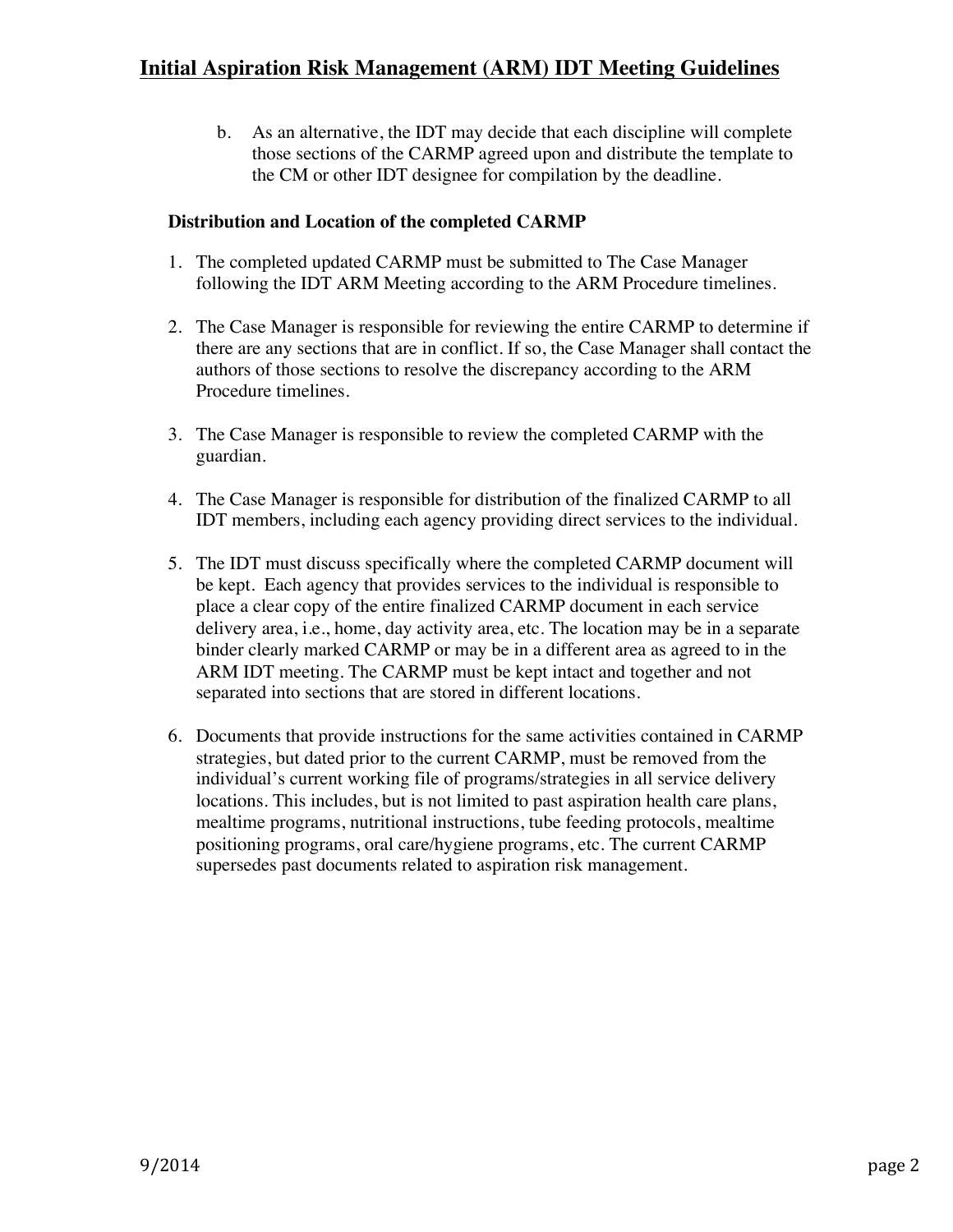b. As an alternative, the IDT may decide that each discipline will complete those sections of the CARMP agreed upon and distribute the template to the CM or other IDT designee for compilation by the deadline.

**Distribution and Location of the completed CARMP**

1. The completed updated CARMP must be submitted to The Case Manager following the IDT ARM Meeting according to the ARM Procedure timelines.

2. The Case Manager is responsible for reviewing the entire CARMP to determine if there are any sections that are in conflict. If so, the Case Manager shall contact the authors of those sections to resolve the discrepancy according to the ARM Procedure timelines.

3. The Case Manager is responsible to review the completed CARMP with the guardian.

4. The Case Manager is responsible for distribution of the finalized CARMP to all IDT members, including each agency providing direct services to the individual.

5. The IDT must discuss specifically where the completed CARMP document will be kept. Each agency that provides services to the individual is responsible to place a clear copy of the entire finalized CARMP document in each service delivery area, i.e., home, day activity area, etc. The location may be in a separate binder clearly marked CARMP or may be in a different area as agreed to in the ARM IDT meeting. The CARMP must be kept intact and together and not separated into sections that are stored in different locations.

6. Documents that provide instructions for the same activities contained in CARMP strategies, but dated prior to the current CARMP, must be removed from the individual's current working file of programs/strategies in all service delivery locations. This includes, but is not limited to past aspiration health care plans, mealtime programs, nutritional instructions, tube feeding protocols, mealtime positioning programs, oral care/hygiene programs, etc. The current CARMP supersedes past documents related to aspiration risk management.